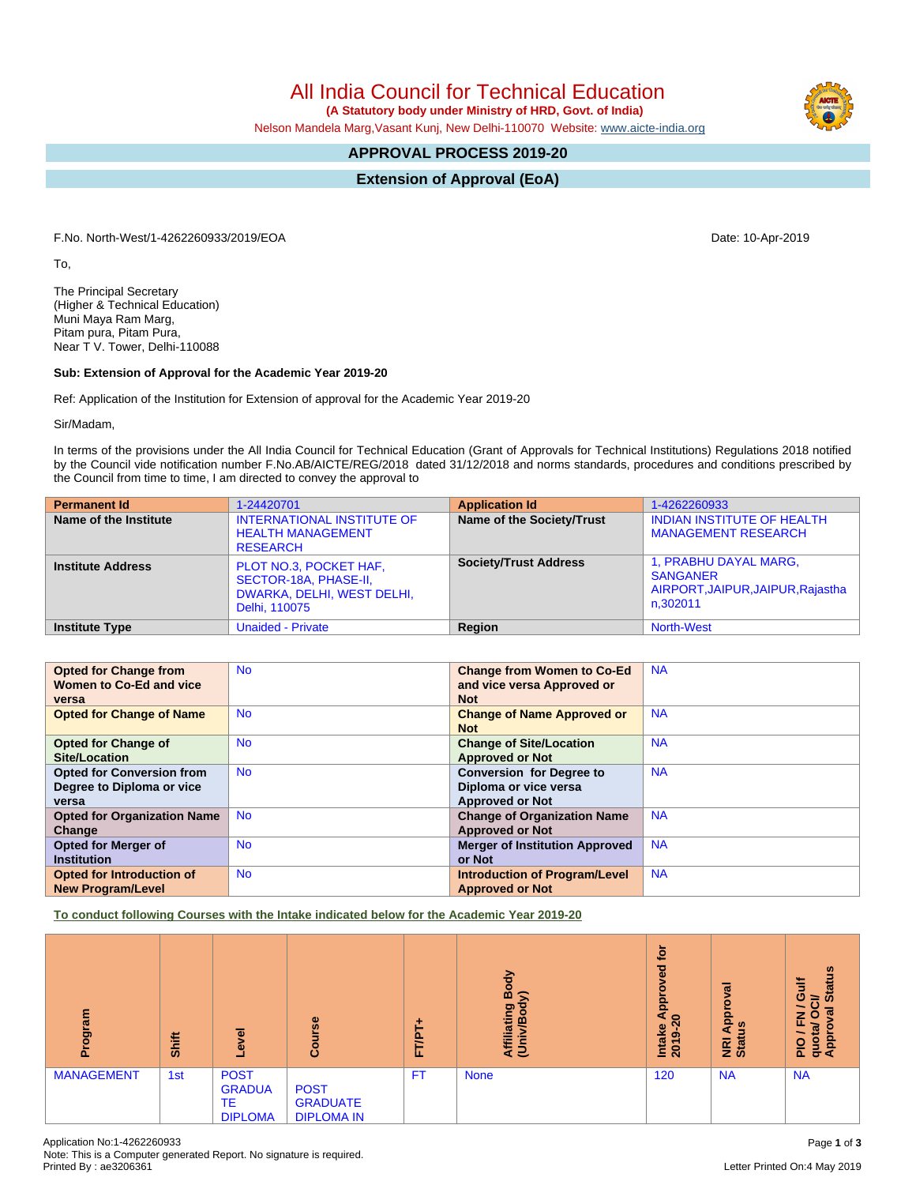# All India Council for Technical Education

**(A Statutory body under Ministry of HRD, Govt. of India)**

Nelson Mandela Marg,Vasant Kunj, New Delhi-110070 Website: www.aicte-india.org

## APPROVAL PROCESS 2019-20

## Extension of Approval (EoA)

F.No. North-West/1-4262260933/2019/EOA

Date: 10-Apr-2019

To,

The Principal Secretary
(Higher & Technical Education)
Muni Maya Ram Marg,
Pitam pura, Pitam Pura,
Near T V. Tower, Delhi-110088

**Sub: Extension of Approval for the Academic Year 2019-20**

Ref: Application of the Institution for Extension of approval for the Academic Year 2019-20

Sir/Madam,

In terms of the provisions under the All India Council for Technical Education (Grant of Approvals for Technical Institutions) Regulations 2018 notified by the Council vide notification number F.No.AB/AICTE/REG/2018 dated 31/12/2018 and norms standards, procedures and conditions prescribed by the Council from time to time, I am directed to convey the approval to

| Permanent Id | 1-24420701 | Application Id | 1-4262260933 |
|---|---|---|---|
| Name of the Institute | INTERNATIONAL INSTITUTE OF HEALTH MANAGEMENT RESEARCH | Name of the Society/Trust | INDIAN INSTITUTE OF HEALTH MANAGEMENT RESEARCH |
| Institute Address | PLOT NO.3, POCKET HAF, SECTOR-18A, PHASE-II, DWARKA, DELHI, WEST DELHI, Delhi, 110075 | Society/Trust Address | 1, PRABHU DAYAL MARG, SANGANER AIRPORT,JAIPUR,JAIPUR,Rajasthan,302011 |
| Institute Type | Unaided - Private | Region | North-West |

| | | | |
|---|---|---|---|
| **Opted for Change from Women to Co-Ed and vice versa** | No | **Change from Women to Co-Ed and vice versa Approved or Not** | NA |
| **Opted for Change of Name** | No | **Change of Name Approved or Not** | NA |
| **Opted for Change of Site/Location** | No | **Change of Site/Location Approved or Not** | NA |
| **Opted for Conversion from Degree to Diploma or vice versa** | No | **Conversion for Degree to Diploma or vice versa Approved or Not** | NA |
| **Opted for Organization Name Change** | No | **Change of Organization Name Approved or Not** | NA |
| **Opted for Merger of Institution** | No | **Merger of Institution Approved or Not** | NA |
| **Opted for Introduction of New Program/Level** | No | **Introduction of Program/Level Approved or Not** | NA |

**To conduct following Courses with the Intake indicated below for the Academic Year 2019-20**

| Program | Shift | Level | Course | FT/PT+ | Affiliating Body (Univ/Body) | Intake Approved for 2019-20 | NRI Approval Status | PIO / FN / Gulf quota/ OCI/ Approval Status |
|---|---|---|---|---|---|---|---|---|
| MANAGEMENT | 1st | POST GRADUATE DIPLOMA | POST GRADUATE DIPLOMA IN | FT | None | 120 | NA | NA |

Application No:1-4262260933
Note: This is a Computer generated Report. No signature is required.
Printed By : ae3206361
Letter Printed On:4 May 2019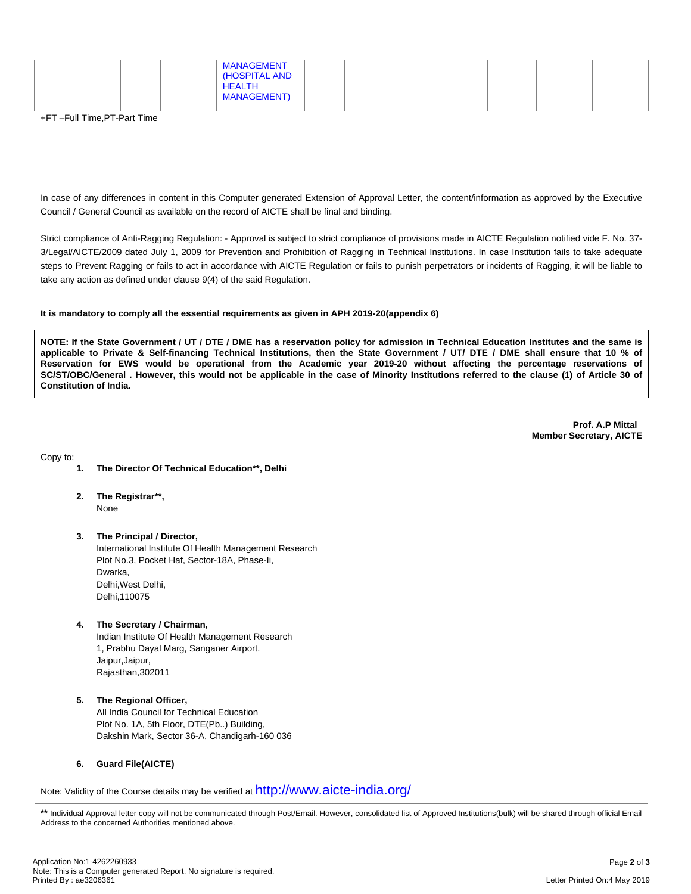| | | | | | | | | |
|---|---|---|---|---|---|---|---|---|
| | | | MANAGEMENT (HOSPITAL AND HEALTH MANAGEMENT) | | | | | |

+FT –Full Time,PT-Part Time

In case of any differences in content in this Computer generated Extension of Approval Letter, the content/information as approved by the Executive Council / General Council as available on the record of AICTE shall be final and binding.

Strict compliance of Anti-Ragging Regulation: - Approval is subject to strict compliance of provisions made in AICTE Regulation notified vide F. No. 37-3/Legal/AICTE/2009 dated July 1, 2009 for Prevention and Prohibition of Ragging in Technical Institutions. In case Institution fails to take adequate steps to Prevent Ragging or fails to act in accordance with AICTE Regulation or fails to punish perpetrators or incidents of Ragging, it will be liable to take any action as defined under clause 9(4) of the said Regulation.

**It is mandatory to comply all the essential requirements as given in APH 2019-20(appendix 6)**

**NOTE: If the State Government / UT / DTE / DME has a reservation policy for admission in Technical Education Institutes and the same is applicable to Private & Self-financing Technical Institutions, then the State Government / UT/ DTE / DME shall ensure that 10 % of Reservation for EWS would be operational from the Academic year 2019-20 without affecting the percentage reservations of SC/ST/OBC/General . However, this would not be applicable in the case of Minority Institutions referred to the clause (1) of Article 30 of Constitution of India.**

**Prof. A.P Mittal**
**Member Secretary, AICTE**

Copy to:

1. **The Director Of Technical Education**, Delhi**

2. **The Registrar**,**
   None

3. **The Principal / Director,**
   International Institute Of Health Management Research
   Plot No.3, Pocket Haf, Sector-18A, Phase-Ii,
   Dwarka,
   Delhi,West Delhi,
   Delhi,110075

4. **The Secretary / Chairman,**
   Indian Institute Of Health Management Research
   1, Prabhu Dayal Marg, Sanganer Airport.
   Jaipur,Jaipur,
   Rajasthan,302011

5. **The Regional Officer,**
   All India Council for Technical Education
   Plot No. 1A, 5th Floor, DTE(Pb..) Building,
   Dakshin Mark, Sector 36-A, Chandigarh-160 036

6. **Guard File(AICTE)**

Note: Validity of the Course details may be verified at http://www.aicte-india.org/

**\*\*** Individual Approval letter copy will not be communicated through Post/Email. However, consolidated list of Approved Institutions(bulk) will be shared through official Email Address to the concerned Authorities mentioned above.

Application No:1-4262260933
Note: This is a Computer generated Report. No signature is required.
Printed By : ae3206361

Letter Printed On:4 May 2019